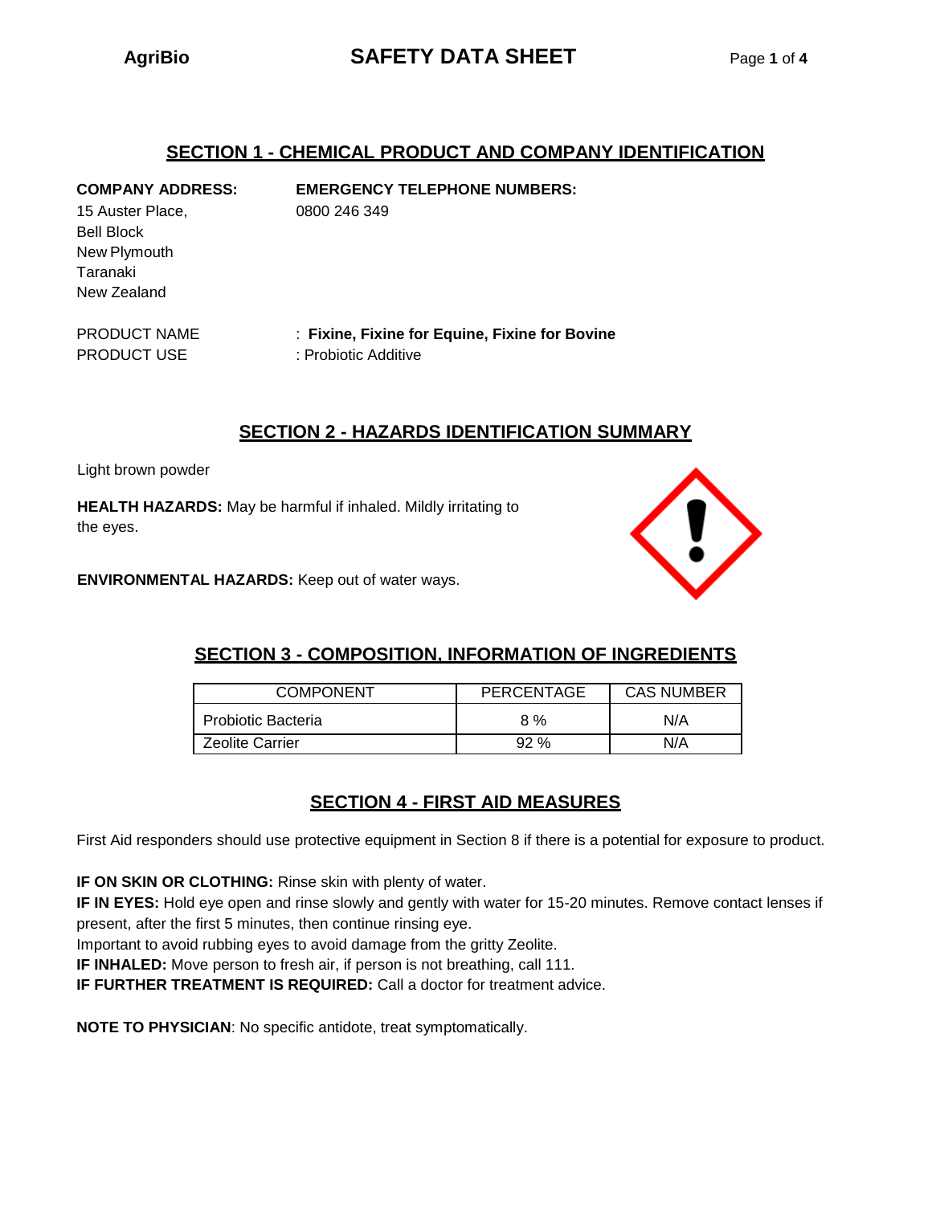## SECTION 1 - CHEMICAL PRODUCT AND COMPANY IDENTIFICATION

**COMPANY ADDRESS:**
15 Auster Place,
Bell Block
New Plymouth
Taranaki
New Zealand

**EMERGENCY TELEPHONE NUMBERS:**
0800 246 349

PRODUCT NAME : **Fixine, Fixine for Equine, Fixine for Bovine**
PRODUCT USE : Probiotic Additive

## SECTION 2 - HAZARDS IDENTIFICATION SUMMARY

Light brown powder

**HEALTH HAZARDS:** May be harmful if inhaled. Mildly irritating to the eyes.

**ENVIRONMENTAL HAZARDS:** Keep out of water ways.

## SECTION 3 - COMPOSITION, INFORMATION OF INGREDIENTS

| COMPONENT | PERCENTAGE | CAS NUMBER |
| --- | --- | --- |
| Probiotic Bacteria | 8 % | N/A |
| Zeolite Carrier | 92 % | N/A |

## SECTION 4 - FIRST AID MEASURES

First Aid responders should use protective equipment in Section 8 if there is a potential for exposure to product.

**IF ON SKIN OR CLOTHING:** Rinse skin with plenty of water.
**IF IN EYES:** Hold eye open and rinse slowly and gently with water for 15-20 minutes. Remove contact lenses if present, after the first 5 minutes, then continue rinsing eye.
Important to avoid rubbing eyes to avoid damage from the gritty Zeolite.
**IF INHALED:** Move person to fresh air, if person is not breathing, call 111.
**IF FURTHER TREATMENT IS REQUIRED:** Call a doctor for treatment advice.

**NOTE TO PHYSICIAN**: No specific antidote, treat symptomatically.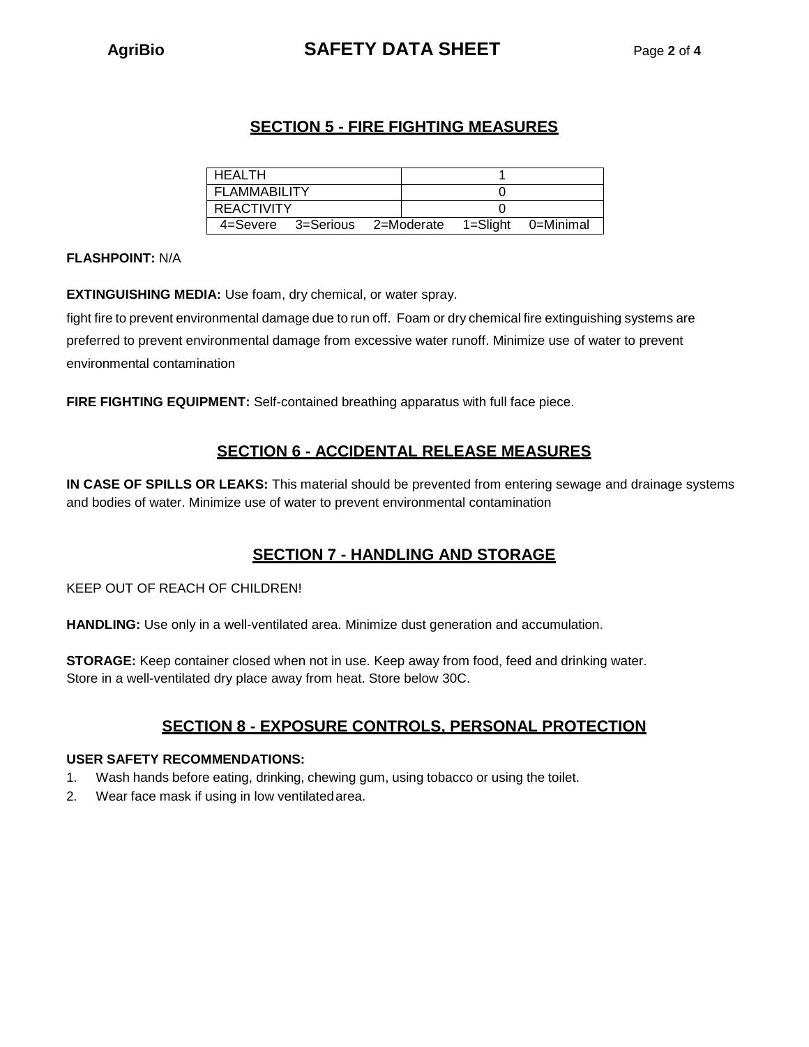## SECTION 5 - FIRE FIGHTING MEASURES

| | |
|---|---|
| HEALTH | 1 |
| FLAMMABILITY | 0 |
| REACTIVITY | 0 |
| 4=Severe 3=Serious 2=Moderate 1=Slight 0=Minimal | |

**FLASHPOINT:** N/A

**EXTINGUISHING MEDIA:** Use foam, dry chemical, or water spray.

fight fire to prevent environmental damage due to run off. Foam or dry chemical fire extinguishing systems are preferred to prevent environmental damage from excessive water runoff. Minimize use of water to prevent environmental contamination

**FIRE FIGHTING EQUIPMENT:** Self-contained breathing apparatus with full face piece.

## SECTION 6 - ACCIDENTAL RELEASE MEASURES

**IN CASE OF SPILLS OR LEAKS:** This material should be prevented from entering sewage and drainage systems and bodies of water. Minimize use of water to prevent environmental contamination

## SECTION 7 - HANDLING AND STORAGE

KEEP OUT OF REACH OF CHILDREN!

**HANDLING:** Use only in a well-ventilated area. Minimize dust generation and accumulation.

**STORAGE:** Keep container closed when not in use. Keep away from food, feed and drinking water. Store in a well-ventilated dry place away from heat. Store below 30C.

## SECTION 8 - EXPOSURE CONTROLS, PERSONAL PROTECTION

**USER SAFETY RECOMMENDATIONS:**

1. Wash hands before eating, drinking, chewing gum, using tobacco or using the toilet.
2. Wear face mask if using in low ventilated area.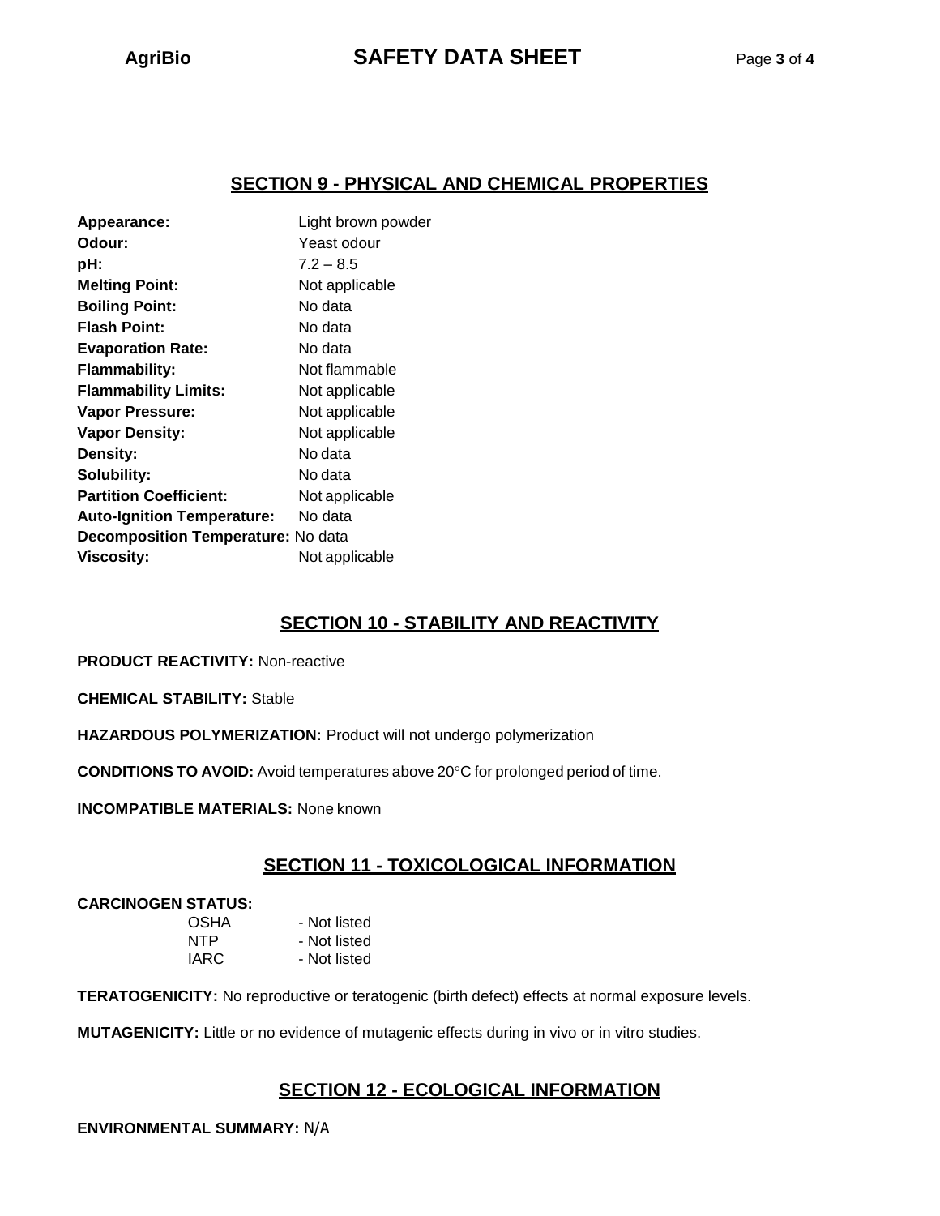## SECTION 9 - PHYSICAL AND CHEMICAL PROPERTIES

**Appearance:** Light brown powder
**Odour:** Yeast odour
**pH:** 7.2 – 8.5
**Melting Point:** Not applicable
**Boiling Point:** No data
**Flash Point:** No data
**Evaporation Rate:** No data
**Flammability:** Not flammable
**Flammability Limits:** Not applicable
**Vapor Pressure:** Not applicable
**Vapor Density:** Not applicable
**Density:** No data
**Solubility:** No data
**Partition Coefficient:** Not applicable
**Auto-Ignition Temperature:** No data
**Decomposition Temperature:** No data
**Viscosity:** Not applicable

## SECTION 10 - STABILITY AND REACTIVITY

**PRODUCT REACTIVITY:** Non-reactive

**CHEMICAL STABILITY:** Stable

**HAZARDOUS POLYMERIZATION:** Product will not undergo polymerization

**CONDITIONS TO AVOID:** Avoid temperatures above 20°C for prolonged period of time.

**INCOMPATIBLE MATERIALS:** None known

## SECTION 11 - TOXICOLOGICAL INFORMATION

**CARCINOGEN STATUS:**

- OSHA - Not listed
- NTP - Not listed
- IARC - Not listed

**TERATOGENICITY:** No reproductive or teratogenic (birth defect) effects at normal exposure levels.

**MUTAGENICITY:** Little or no evidence of mutagenic effects during in vivo or in vitro studies.

## SECTION 12 - ECOLOGICAL INFORMATION

**ENVIRONMENTAL SUMMARY:** N/A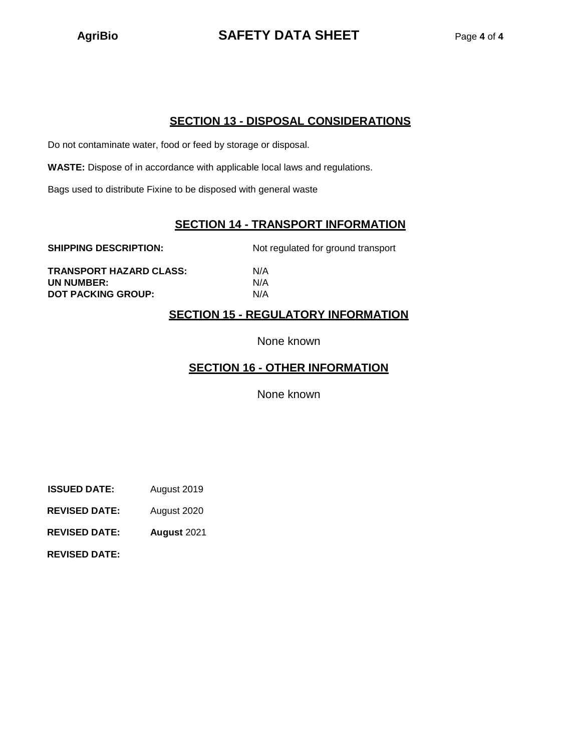## SECTION 13 - DISPOSAL CONSIDERATIONS

Do not contaminate water, food or feed by storage or disposal.

**WASTE:** Dispose of in accordance with applicable local laws and regulations.

Bags used to distribute Fixine to be disposed with general waste

## SECTION 14 - TRANSPORT INFORMATION

**SHIPPING DESCRIPTION:** Not regulated for ground transport

**TRANSPORT HAZARD CLASS:** N/A
**UN NUMBER:** N/A
**DOT PACKING GROUP:** N/A

## SECTION 15 - REGULATORY INFORMATION

None known

## SECTION 16 - OTHER INFORMATION

None known

**ISSUED DATE:** August 2019

**REVISED DATE:** August 2020

**REVISED DATE:** **August** 2021

**REVISED DATE:**